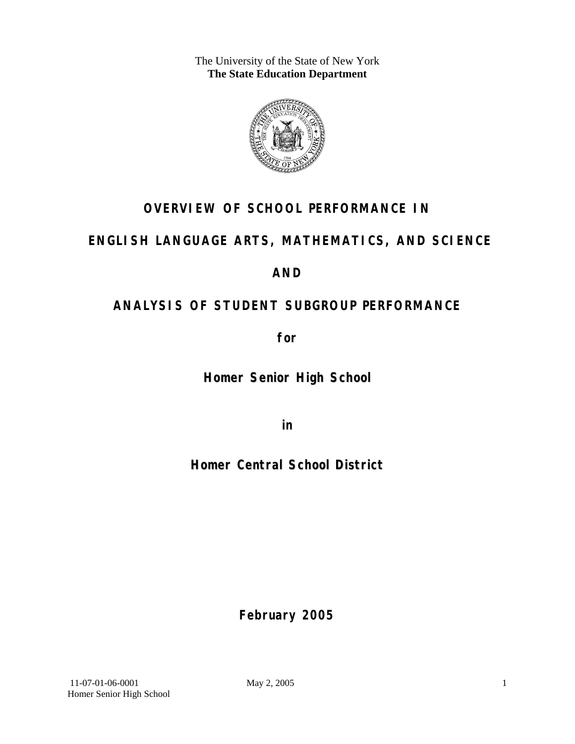The University of the State of New York
**The State Education Department**

# OVERVIEW OF SCHOOL PERFORMANCE IN

# ENGLISH LANGUAGE ARTS, MATHEMATICS, AND SCIENCE

# AND

# ANALYSIS OF STUDENT SUBGROUP PERFORMANCE

**for**

## Homer Senior High School

**in**

## Homer Central School District

**February 2005**

11-07-01-06-0001
Homer Senior High School

May 2, 2005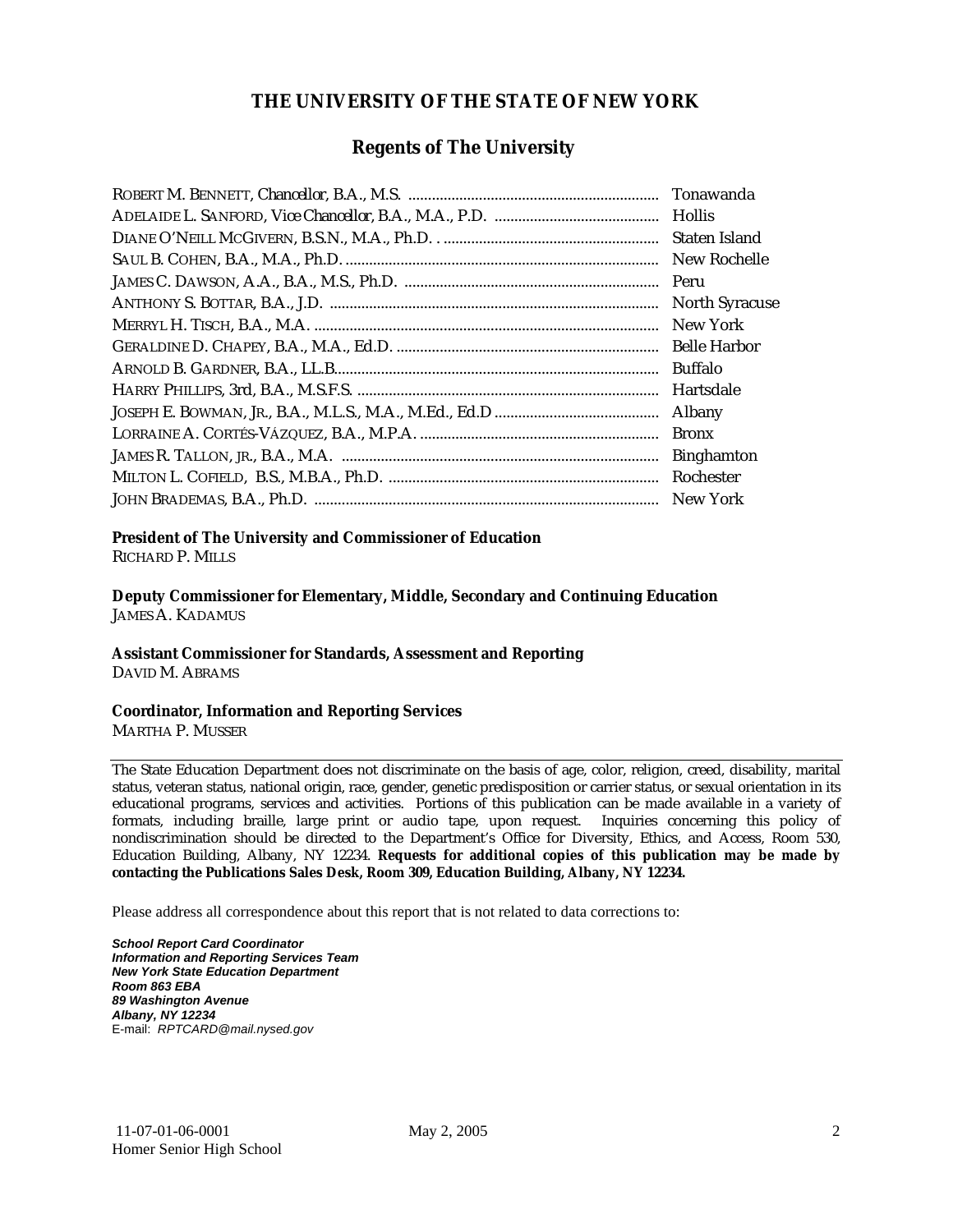# THE UNIVERSITY OF THE STATE OF NEW YORK

## Regents of The University

| | |
|---|---|
| ROBERT M. BENNETT, *Chancellor*, B.A., M.S. | Tonawanda |
| ADELAIDE L. SANFORD, *Vice Chancellor*, B.A., M.A., P.D. | Hollis |
| DIANE O'NEILL MCGIVERN, B.S.N., M.A., Ph.D. | Staten Island |
| SAUL B. COHEN, B.A., M.A., Ph.D. | New Rochelle |
| JAMES C. DAWSON, A.A., B.A., M.S., Ph.D. | Peru |
| ANTHONY S. BOTTAR, B.A., J.D. | North Syracuse |
| MERRYL H. TISCH, B.A., M.A. | New York |
| GERALDINE D. CHAPEY, B.A., M.A., Ed.D. | Belle Harbor |
| ARNOLD B. GARDNER, B.A., LL.B. | Buffalo |
| HARRY PHILLIPS, 3rd, B.A., M.S.F.S. | Hartsdale |
| JOSEPH E. BOWMAN, JR., B.A., M.L.S., M.A., M.Ed., Ed.D | Albany |
| LORRAINE A. CORTÉS-VÁZQUEZ, B.A., M.P.A. | Bronx |
| JAMES R. TALLON, JR., B.A., M.A. | Binghamton |
| MILTON L. COFIELD, B.S., M.B.A., Ph.D. | Rochester |
| JOHN BRADEMAS, B.A., Ph.D. | New York |

**President of The University and Commissioner of Education**
RICHARD P. MILLS

**Deputy Commissioner for Elementary, Middle, Secondary and Continuing Education**
JAMES A. KADAMUS

**Assistant Commissioner for Standards, Assessment and Reporting**
DAVID M. ABRAMS

**Coordinator, Information and Reporting Services**
MARTHA P. MUSSER

---

The State Education Department does not discriminate on the basis of age, color, religion, creed, disability, marital status, veteran status, national origin, race, gender, genetic predisposition or carrier status, or sexual orientation in its educational programs, services and activities. Portions of this publication can be made available in a variety of formats, including braille, large print or audio tape, upon request. Inquiries concerning this policy of nondiscrimination should be directed to the Department's Office for Diversity, Ethics, and Access, Room 530, Education Building, Albany, NY 12234. **Requests for additional copies of this publication may be made by contacting the Publications Sales Desk, Room 309, Education Building, Albany, NY 12234.**

Please address all correspondence about this report that is not related to data corrections to:

***School Report Card Coordinator***
***Information and Reporting Services Team***
***New York State Education Department***
***Room 863 EBA***
***89 Washington Avenue***
***Albany, NY 12234***
E-mail: *RPTCARD@mail.nysed.gov*

11-07-01-06-0001
Homer Senior High School
May 2, 2005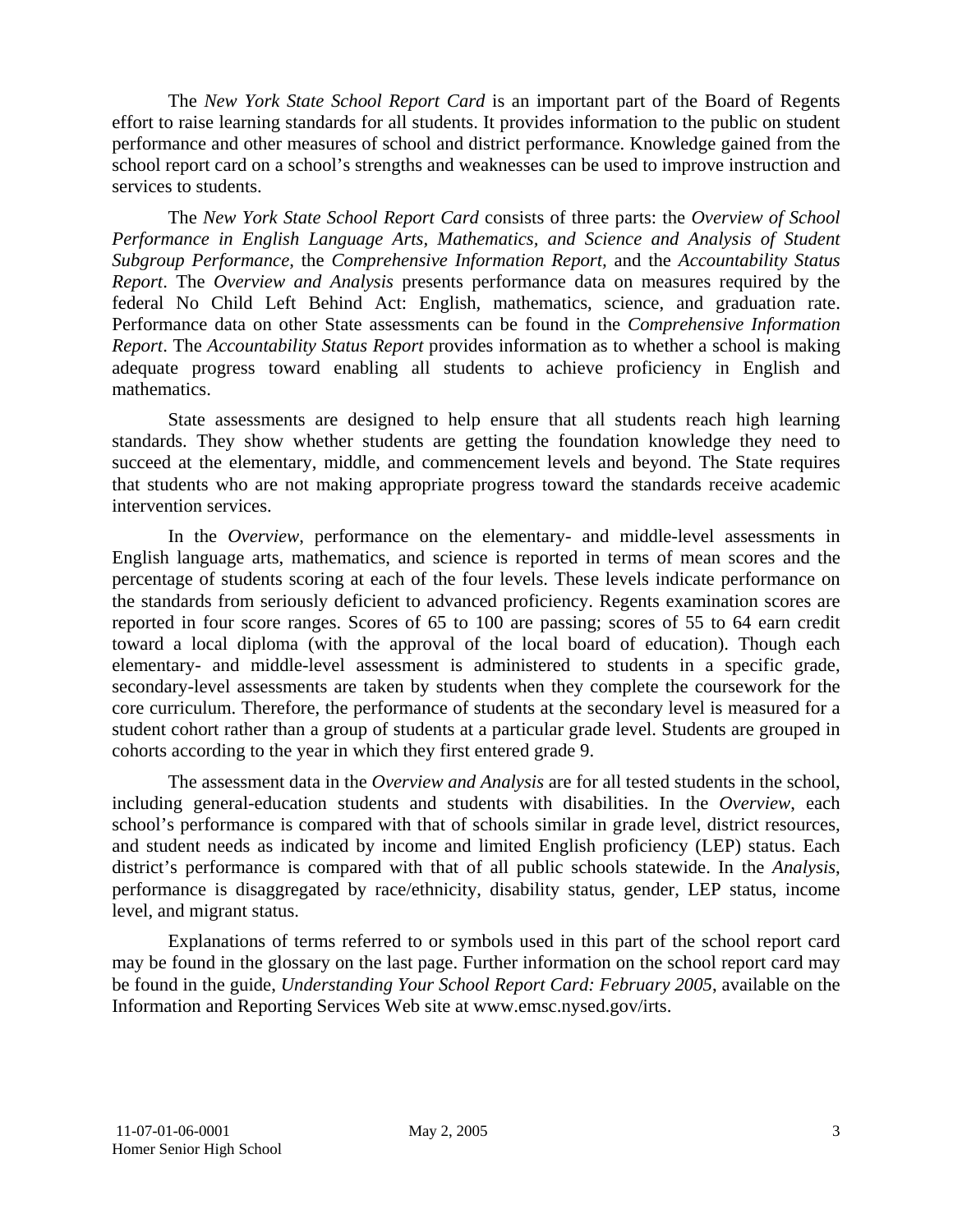The *New York State School Report Card* is an important part of the Board of Regents effort to raise learning standards for all students. It provides information to the public on student performance and other measures of school and district performance. Knowledge gained from the school report card on a school's strengths and weaknesses can be used to improve instruction and services to students.

The *New York State School Report Card* consists of three parts: the *Overview of School Performance in English Language Arts, Mathematics, and Science and Analysis of Student Subgroup Performance,* the *Comprehensive Information Report,* and the *Accountability Status Report*. The *Overview and Analysis* presents performance data on measures required by the federal No Child Left Behind Act: English, mathematics, science, and graduation rate. Performance data on other State assessments can be found in the *Comprehensive Information Report*. The *Accountability Status Report* provides information as to whether a school is making adequate progress toward enabling all students to achieve proficiency in English and mathematics.

State assessments are designed to help ensure that all students reach high learning standards. They show whether students are getting the foundation knowledge they need to succeed at the elementary, middle, and commencement levels and beyond. The State requires that students who are not making appropriate progress toward the standards receive academic intervention services.

In the *Overview*, performance on the elementary- and middle-level assessments in English language arts, mathematics, and science is reported in terms of mean scores and the percentage of students scoring at each of the four levels. These levels indicate performance on the standards from seriously deficient to advanced proficiency. Regents examination scores are reported in four score ranges. Scores of 65 to 100 are passing; scores of 55 to 64 earn credit toward a local diploma (with the approval of the local board of education). Though each elementary- and middle-level assessment is administered to students in a specific grade, secondary-level assessments are taken by students when they complete the coursework for the core curriculum. Therefore, the performance of students at the secondary level is measured for a student cohort rather than a group of students at a particular grade level. Students are grouped in cohorts according to the year in which they first entered grade 9.

The assessment data in the *Overview and Analysis* are for all tested students in the school, including general-education students and students with disabilities. In the *Overview*, each school's performance is compared with that of schools similar in grade level, district resources, and student needs as indicated by income and limited English proficiency (LEP) status. Each district's performance is compared with that of all public schools statewide. In the *Analysis*, performance is disaggregated by race/ethnicity, disability status, gender, LEP status, income level, and migrant status.

Explanations of terms referred to or symbols used in this part of the school report card may be found in the glossary on the last page. Further information on the school report card may be found in the guide, *Understanding Your School Report Card: February 2005*, available on the Information and Reporting Services Web site at www.emsc.nysed.gov/irts.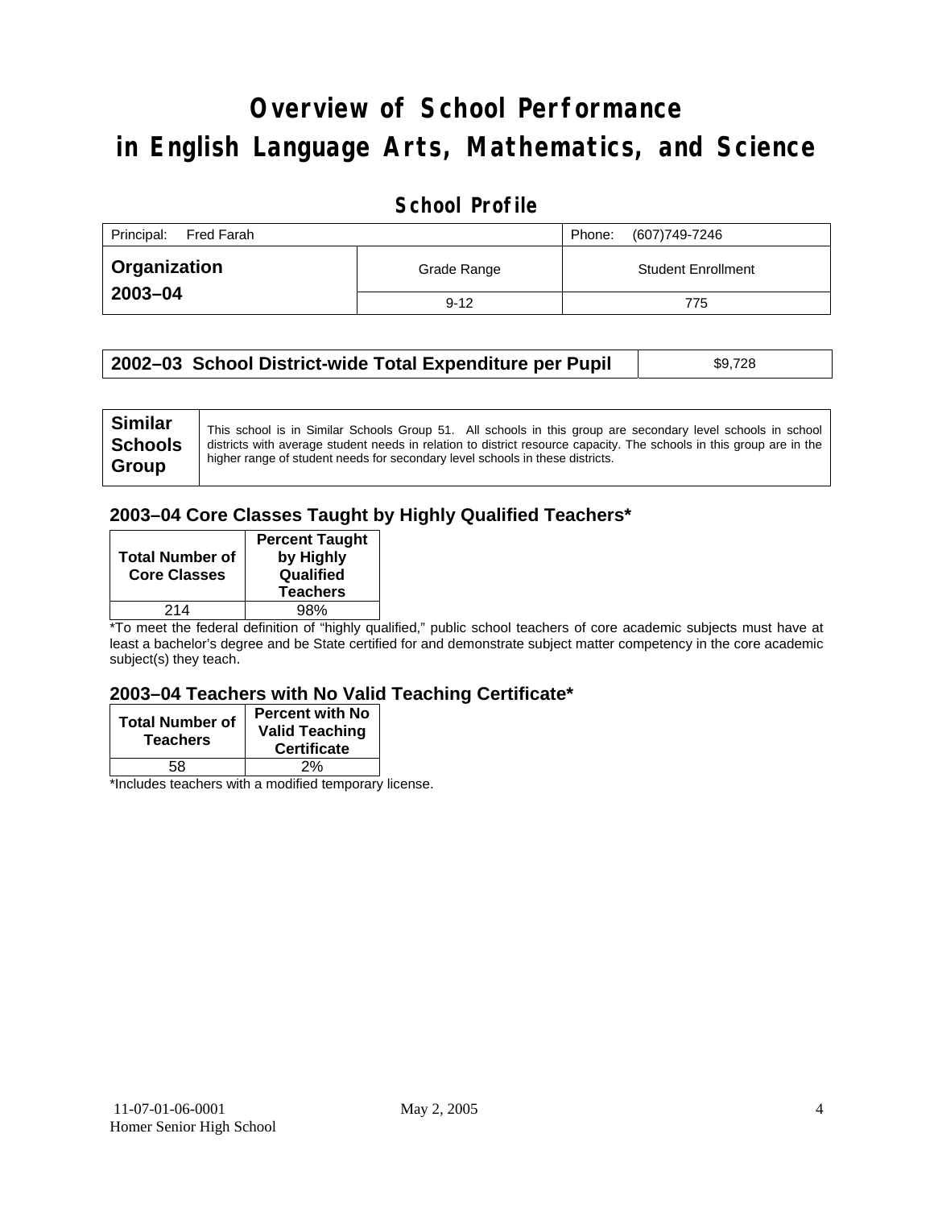# Overview of School Performance in English Language Arts, Mathematics, and Science

## School Profile

| Principal: Fred Farah | | Phone: (607)749-7246 |
|---|---|---|
| **Organization 2003–04** | Grade Range | Student Enrollment |
| | 9-12 | 775 |

| **2002–03 School District-wide Total Expenditure per Pupil** | $9,728 |
|---|---|

| **Similar Schools Group** | This school is in Similar Schools Group 51. All schools in this group are secondary level schools in school districts with average student needs in relation to district resource capacity. The schools in this group are in the higher range of student needs for secondary level schools in these districts. |
|---|---|

### 2003–04 Core Classes Taught by Highly Qualified Teachers*

| Total Number of Core Classes | Percent Taught by Highly Qualified Teachers |
|---|---|
| 214 | 98% |

*To meet the federal definition of "highly qualified," public school teachers of core academic subjects must have at least a bachelor's degree and be State certified for and demonstrate subject matter competency in the core academic subject(s) they teach.

### 2003–04 Teachers with No Valid Teaching Certificate*

| Total Number of Teachers | Percent with No Valid Teaching Certificate |
|---|---|
| 58 | 2% |

*Includes teachers with a modified temporary license.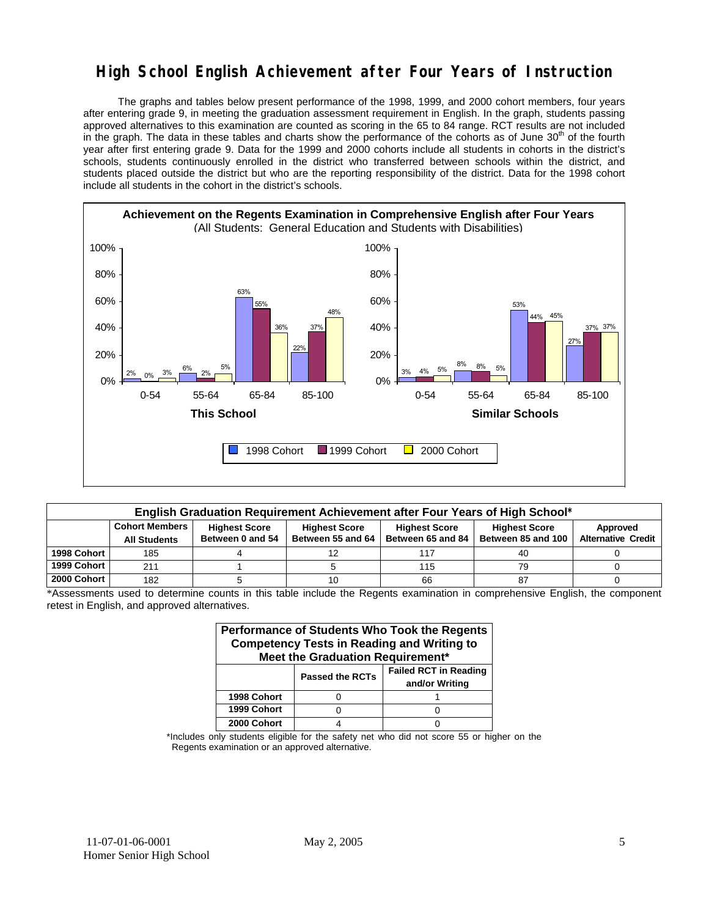# High School English Achievement after Four Years of Instruction

The graphs and tables below present performance of the 1998, 1999, and 2000 cohort members, four years after entering grade 9, in meeting the graduation assessment requirement in English. In the graph, students passing approved alternatives to this examination are counted as scoring in the 65 to 84 range. RCT results are not included in the graph. The data in these tables and charts show the performance of the cohorts as of June 30th of the fourth year after first entering grade 9. Data for the 1999 and 2000 cohorts include all students in cohorts in the district's schools, students continuously enrolled in the district who transferred between schools within the district, and students placed outside the district but who are the reporting responsibility of the district. Data for the 1998 cohort include all students in the cohort in the district's schools.

**Achievement on the Regents Examination in Comprehensive English after Four Years**
(All Students: General Education and Students with Disabilities)

**This School**

| Score Range | 1998 Cohort | 1999 Cohort | 2000 Cohort |
|---|---|---|---|
| 0-54 | 2% | 0% | 3% |
| 55-64 | 6% | 2% | 5% |
| 65-84 | 63% | 55% | 36% |
| 85-100 | 22% | 37% | 48% |

**Similar Schools**

| Score Range | 1998 Cohort | 1999 Cohort | 2000 Cohort |
|---|---|---|---|
| 0-54 | 3% | 4% | 5% |
| 55-64 | 8% | 8% | 5% |
| 65-84 | 53% | 44% | 45% |
| 85-100 | 27% | 37% | 37% |

**English Graduation Requirement Achievement after Four Years of High School***

| | Cohort Members All Students | Highest Score Between 0 and 54 | Highest Score Between 55 and 64 | Highest Score Between 65 and 84 | Highest Score Between 85 and 100 | Approved Alternative Credit |
|---|---|---|---|---|---|---|
| 1998 Cohort | 185 | 4 | 12 | 117 | 40 | 0 |
| 1999 Cohort | 211 | 1 | 5 | 115 | 79 | 0 |
| 2000 Cohort | 182 | 5 | 10 | 66 | 87 | 0 |

*Assessments used to determine counts in this table include the Regents examination in comprehensive English, the component retest in English, and approved alternatives.

**Performance of Students Who Took the Regents Competency Tests in Reading and Writing to Meet the Graduation Requirement***

| | Passed the RCTs | Failed RCT in Reading and/or Writing |
|---|---|---|
| 1998 Cohort | 0 | 1 |
| 1999 Cohort | 0 | 0 |
| 2000 Cohort | 4 | 0 |

*Includes only students eligible for the safety net who did not score 55 or higher on the Regents examination or an approved alternative.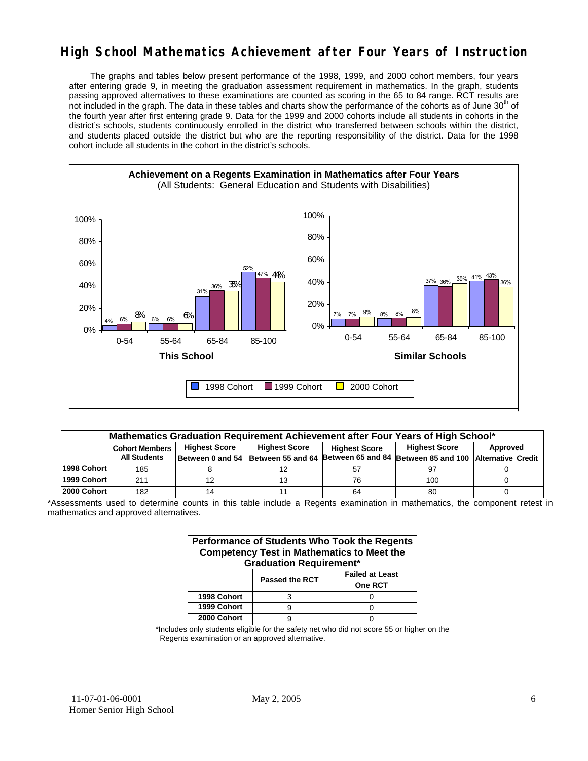# High School Mathematics Achievement after Four Years of Instruction

The graphs and tables below present performance of the 1998, 1999, and 2000 cohort members, four years after entering grade 9, in meeting the graduation assessment requirement in mathematics. In the graph, students passing approved alternatives to these examinations are counted as scoring in the 65 to 84 range. RCT results are not included in the graph. The data in these tables and charts show the performance of the cohorts as of June 30th of the fourth year after first entering grade 9. Data for the 1999 and 2000 cohorts include all students in cohorts in the district's schools, students continuously enrolled in the district who transferred between schools within the district, and students placed outside the district but who are the reporting responsibility of the district. Data for the 1998 cohort include all students in the cohort in the district's schools.

**Achievement on a Regents Examination in Mathematics after Four Years**
(All Students: General Education and Students with Disabilities)

**This School**

| Score Range | 1998 Cohort | 1999 Cohort | 2000 Cohort |
|---|---|---|---|
| 0-54 | 4% | 6% | 8% |
| 55-64 | 6% | 6% | 6% |
| 65-84 | 31% | 36% | 35% |
| 85-100 | 52% | 47% | 44% |

**Similar Schools**

| Score Range | 1998 Cohort | 1999 Cohort | 2000 Cohort |
|---|---|---|---|
| 0-54 | 7% | 7% | 9% |
| 55-64 | 8% | 8% | 8% |
| 65-84 | 37% | 36% | 39% |
| 85-100 | 41% | 43% | 36% |

| Mathematics Graduation Requirement Achievement after Four Years of High School* | | | | | | |
|---|---|---|---|---|---|---|
| | Cohort Members All Students | Highest Score Between 0 and 54 | Highest Score Between 55 and 64 | Highest Score Between 65 and 84 | Highest Score Between 85 and 100 | Approved Alternative Credit |
| 1998 Cohort | 185 | 8 | 12 | 57 | 97 | 0 |
| 1999 Cohort | 211 | 12 | 13 | 76 | 100 | 0 |
| 2000 Cohort | 182 | 14 | 11 | 64 | 80 | 0 |

*Assessments used to determine counts in this table include a Regents examination in mathematics, the component retest in mathematics and approved alternatives.

| Performance of Students Who Took the Regents Competency Test in Mathematics to Meet the Graduation Requirement* | | |
|---|---|---|
| | Passed the RCT | Failed at Least One RCT |
| 1998 Cohort | 3 | 0 |
| 1999 Cohort | 9 | 0 |
| 2000 Cohort | 9 | 0 |

*Includes only students eligible for the safety net who did not score 55 or higher on the Regents examination or an approved alternative.

11-07-01-06-0001 Homer Senior High School — May 2, 2005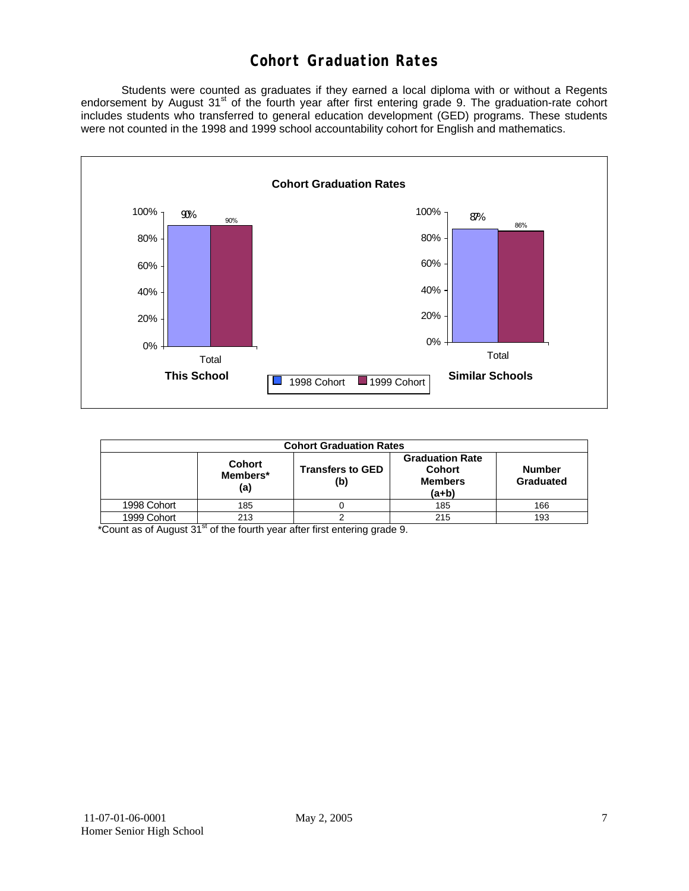# Cohort Graduation Rates

Students were counted as graduates if they earned a local diploma with or without a Regents endorsement by August 31st of the fourth year after first entering grade 9. The graduation-rate cohort includes students who transferred to general education development (GED) programs. These students were not counted in the 1998 and 1999 school accountability cohort for English and mathematics.

**Cohort Graduation Rates**

| | This School (Total) | Similar Schools (Total) |
|---|---|---|
| 1998 Cohort | 90% | 87% |
| 1999 Cohort | 90% | 86% |

| Cohort Graduation Rates | | | | |
|---|---|---|---|---|
| | Cohort Members* (a) | Transfers to GED (b) | Graduation Rate Cohort Members (a+b) | Number Graduated |
| 1998 Cohort | 185 | 0 | 185 | 166 |
| 1999 Cohort | 213 | 2 | 215 | 193 |

*Count as of August 31st of the fourth year after first entering grade 9.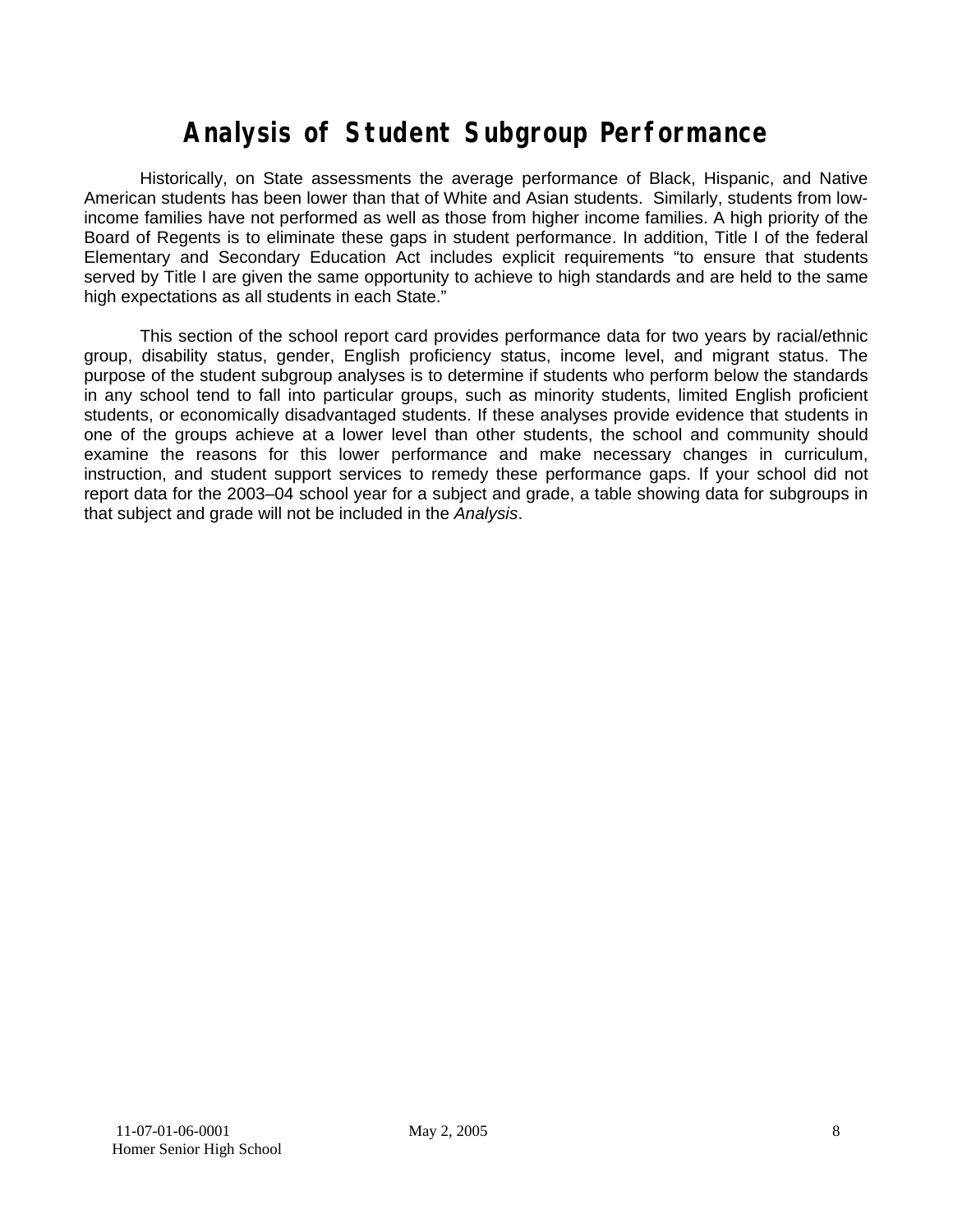# Analysis of Student Subgroup Performance

Historically, on State assessments the average performance of Black, Hispanic, and Native American students has been lower than that of White and Asian students. Similarly, students from low-income families have not performed as well as those from higher income families. A high priority of the Board of Regents is to eliminate these gaps in student performance. In addition, Title I of the federal Elementary and Secondary Education Act includes explicit requirements "to ensure that students served by Title I are given the same opportunity to achieve to high standards and are held to the same high expectations as all students in each State."

This section of the school report card provides performance data for two years by racial/ethnic group, disability status, gender, English proficiency status, income level, and migrant status. The purpose of the student subgroup analyses is to determine if students who perform below the standards in any school tend to fall into particular groups, such as minority students, limited English proficient students, or economically disadvantaged students. If these analyses provide evidence that students in one of the groups achieve at a lower level than other students, the school and community should examine the reasons for this lower performance and make necessary changes in curriculum, instruction, and student support services to remedy these performance gaps. If your school did not report data for the 2003–04 school year for a subject and grade, a table showing data for subgroups in that subject and grade will not be included in the *Analysis*.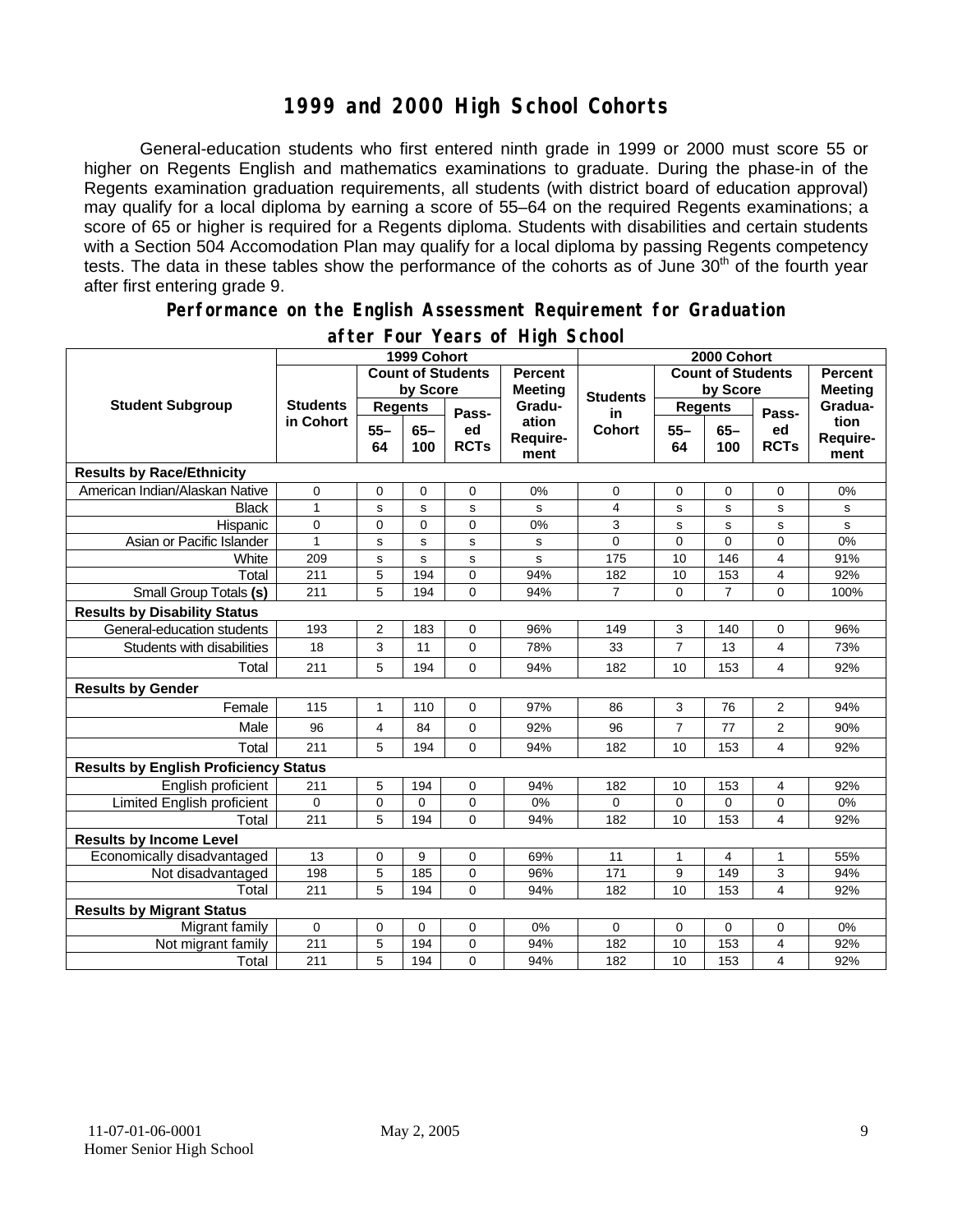# 1999 and 2000 High School Cohorts

General-education students who first entered ninth grade in 1999 or 2000 must score 55 or higher on Regents English and mathematics examinations to graduate. During the phase-in of the Regents examination graduation requirements, all students (with district board of education approval) may qualify for a local diploma by earning a score of 55–64 on the required Regents examinations; a score of 65 or higher is required for a Regents diploma. Students with disabilities and certain students with a Section 504 Accomodation Plan may qualify for a local diploma by passing Regents competency tests. The data in these tables show the performance of the cohorts as of June 30th of the fourth year after first entering grade 9.

## Performance on the English Assessment Requirement for Graduation after Four Years of High School

| Student Subgroup | 1999 Cohort | | | | | 2000 Cohort | | | | |
|---|---|---|---|---|---|---|---|---|---|---|
| | Students in Cohort | Count of Students by Score | | | Percent Meeting Graduation Requirement | Students in Cohort | Count of Students by Score | | | Percent Meeting Graduation Requirement |
| | | Regents 55–64 | Regents 65–100 | Passed RCTs | | | Regents 55–64 | Regents 65–100 | Passed RCTs | |
| **Results by Race/Ethnicity** | | | | | | | | | | |
| American Indian/Alaskan Native | 0 | 0 | 0 | 0 | 0% | 0 | 0 | 0 | 0 | 0% |
| Black | 1 | s | s | s | s | 4 | s | s | s | s |
| Hispanic | 0 | 0 | 0 | 0 | 0% | 3 | s | s | s | s |
| Asian or Pacific Islander | 1 | s | s | s | s | 0 | 0 | 0 | 0 | 0% |
| White | 209 | s | s | s | s | 175 | 10 | 146 | 4 | 91% |
| Total | 211 | 5 | 194 | 0 | 94% | 182 | 10 | 153 | 4 | 92% |
| Small Group Totals **(s)** | 211 | 5 | 194 | 0 | 94% | 7 | 0 | 7 | 0 | 100% |
| **Results by Disability Status** | | | | | | | | | | |
| General-education students | 193 | 2 | 183 | 0 | 96% | 149 | 3 | 140 | 0 | 96% |
| Students with disabilities | 18 | 3 | 11 | 0 | 78% | 33 | 7 | 13 | 4 | 73% |
| Total | 211 | 5 | 194 | 0 | 94% | 182 | 10 | 153 | 4 | 92% |
| **Results by Gender** | | | | | | | | | | |
| Female | 115 | 1 | 110 | 0 | 97% | 86 | 3 | 76 | 2 | 94% |
| Male | 96 | 4 | 84 | 0 | 92% | 96 | 7 | 77 | 2 | 90% |
| Total | 211 | 5 | 194 | 0 | 94% | 182 | 10 | 153 | 4 | 92% |
| **Results by English Proficiency Status** | | | | | | | | | | |
| English proficient | 211 | 5 | 194 | 0 | 94% | 182 | 10 | 153 | 4 | 92% |
| Limited English proficient | 0 | 0 | 0 | 0 | 0% | 0 | 0 | 0 | 0 | 0% |
| Total | 211 | 5 | 194 | 0 | 94% | 182 | 10 | 153 | 4 | 92% |
| **Results by Income Level** | | | | | | | | | | |
| Economically disadvantaged | 13 | 0 | 9 | 0 | 69% | 11 | 1 | 4 | 1 | 55% |
| Not disadvantaged | 198 | 5 | 185 | 0 | 96% | 171 | 9 | 149 | 3 | 94% |
| Total | 211 | 5 | 194 | 0 | 94% | 182 | 10 | 153 | 4 | 92% |
| **Results by Migrant Status** | | | | | | | | | | |
| Migrant family | 0 | 0 | 0 | 0 | 0% | 0 | 0 | 0 | 0 | 0% |
| Not migrant family | 211 | 5 | 194 | 0 | 94% | 182 | 10 | 153 | 4 | 92% |
| Total | 211 | 5 | 194 | 0 | 94% | 182 | 10 | 153 | 4 | 92% |

11-07-01-06-0001 May 2, 2005
Homer Senior High School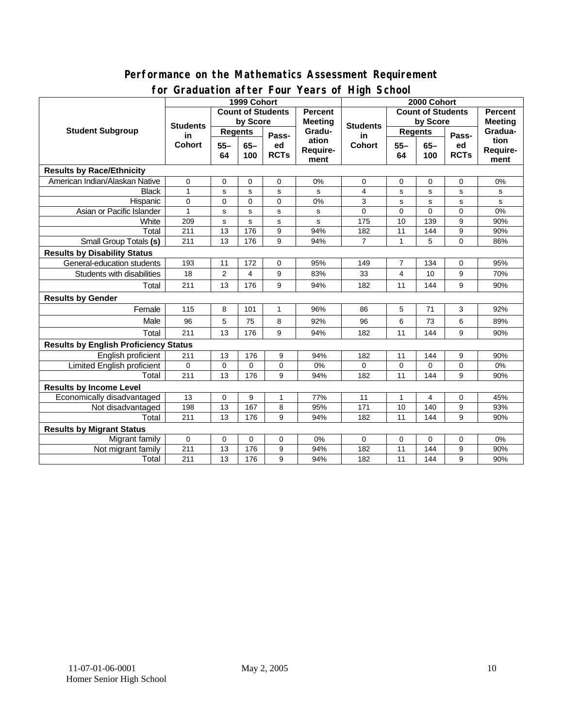## Performance on the Mathematics Assessment Requirement for Graduation after Four Years of High School

| Student Subgroup | 1999 Cohort | | | | | 2000 Cohort | | | | |
|---|---|---|---|---|---|---|---|---|---|---|
| | Students in Cohort | Count of Students by Score | | | Percent Meeting Graduation Requirement | Students in Cohort | Count of Students by Score | | | Percent Meeting Graduation Requirement |
| | | Regents | | Passed RCTs | | | Regents | | Passed RCTs | |
| | | 55–64 | 65–100 | | | | 55–64 | 65–100 | | |
| **Results by Race/Ethnicity** | | | | | | | | | | |
| American Indian/Alaskan Native | 0 | 0 | 0 | 0 | 0% | 0 | 0 | 0 | 0 | 0% |
| Black | 1 | s | s | s | s | 4 | s | s | s | s |
| Hispanic | 0 | 0 | 0 | 0 | 0% | 3 | s | s | s | s |
| Asian or Pacific Islander | 1 | s | s | s | s | 0 | 0 | 0 | 0 | 0% |
| White | 209 | s | s | s | s | 175 | 10 | 139 | 9 | 90% |
| Total | 211 | 13 | 176 | 9 | 94% | 182 | 11 | 144 | 9 | 90% |
| Small Group Totals **(s)** | 211 | 13 | 176 | 9 | 94% | 7 | 1 | 5 | 0 | 86% |
| **Results by Disability Status** | | | | | | | | | | |
| General-education students | 193 | 11 | 172 | 0 | 95% | 149 | 7 | 134 | 0 | 95% |
| Students with disabilities | 18 | 2 | 4 | 9 | 83% | 33 | 4 | 10 | 9 | 70% |
| Total | 211 | 13 | 176 | 9 | 94% | 182 | 11 | 144 | 9 | 90% |
| **Results by Gender** | | | | | | | | | | |
| Female | 115 | 8 | 101 | 1 | 96% | 86 | 5 | 71 | 3 | 92% |
| Male | 96 | 5 | 75 | 8 | 92% | 96 | 6 | 73 | 6 | 89% |
| Total | 211 | 13 | 176 | 9 | 94% | 182 | 11 | 144 | 9 | 90% |
| **Results by English Proficiency Status** | | | | | | | | | | |
| English proficient | 211 | 13 | 176 | 9 | 94% | 182 | 11 | 144 | 9 | 90% |
| Limited English proficient | 0 | 0 | 0 | 0 | 0% | 0 | 0 | 0 | 0 | 0% |
| Total | 211 | 13 | 176 | 9 | 94% | 182 | 11 | 144 | 9 | 90% |
| **Results by Income Level** | | | | | | | | | | |
| Economically disadvantaged | 13 | 0 | 9 | 1 | 77% | 11 | 1 | 4 | 0 | 45% |
| Not disadvantaged | 198 | 13 | 167 | 8 | 95% | 171 | 10 | 140 | 9 | 93% |
| Total | 211 | 13 | 176 | 9 | 94% | 182 | 11 | 144 | 9 | 90% |
| **Results by Migrant Status** | | | | | | | | | | |
| Migrant family | 0 | 0 | 0 | 0 | 0% | 0 | 0 | 0 | 0 | 0% |
| Not migrant family | 211 | 13 | 176 | 9 | 94% | 182 | 11 | 144 | 9 | 90% |
| Total | 211 | 13 | 176 | 9 | 94% | 182 | 11 | 144 | 9 | 90% |

11-07-01-06-0001 May 2, 2005
Homer Senior High School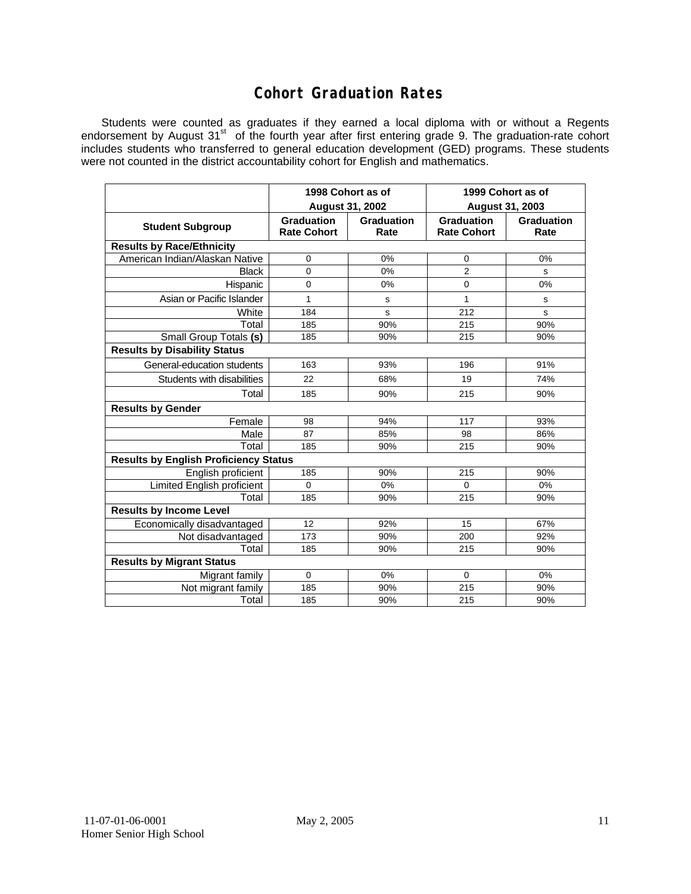# Cohort Graduation Rates

Students were counted as graduates if they earned a local diploma with or without a Regents endorsement by August 31st of the fourth year after first entering grade 9. The graduation-rate cohort includes students who transferred to general education development (GED) programs. These students were not counted in the district accountability cohort for English and mathematics.

| | 1998 Cohort as of August 31, 2002 | | 1999 Cohort as of August 31, 2003 | |
|---|---|---|---|---|
| **Student Subgroup** | **Graduation Rate Cohort** | **Graduation Rate** | **Graduation Rate Cohort** | **Graduation Rate** |
| **Results by Race/Ethnicity** | | | | |
| American Indian/Alaskan Native | 0 | 0% | 0 | 0% |
| Black | 0 | 0% | 2 | s |
| Hispanic | 0 | 0% | 0 | 0% |
| Asian or Pacific Islander | 1 | s | 1 | s |
| White | 184 | s | 212 | s |
| Total | 185 | 90% | 215 | 90% |
| Small Group Totals **(s)** | 185 | 90% | 215 | 90% |
| **Results by Disability Status** | | | | |
| General-education students | 163 | 93% | 196 | 91% |
| Students with disabilities | 22 | 68% | 19 | 74% |
| Total | 185 | 90% | 215 | 90% |
| **Results by Gender** | | | | |
| Female | 98 | 94% | 117 | 93% |
| Male | 87 | 85% | 98 | 86% |
| Total | 185 | 90% | 215 | 90% |
| **Results by English Proficiency Status** | | | | |
| English proficient | 185 | 90% | 215 | 90% |
| Limited English proficient | 0 | 0% | 0 | 0% |
| Total | 185 | 90% | 215 | 90% |
| **Results by Income Level** | | | | |
| Economically disadvantaged | 12 | 92% | 15 | 67% |
| Not disadvantaged | 173 | 90% | 200 | 92% |
| Total | 185 | 90% | 215 | 90% |
| **Results by Migrant Status** | | | | |
| Migrant family | 0 | 0% | 0 | 0% |
| Not migrant family | 185 | 90% | 215 | 90% |
| Total | 185 | 90% | 215 | 90% |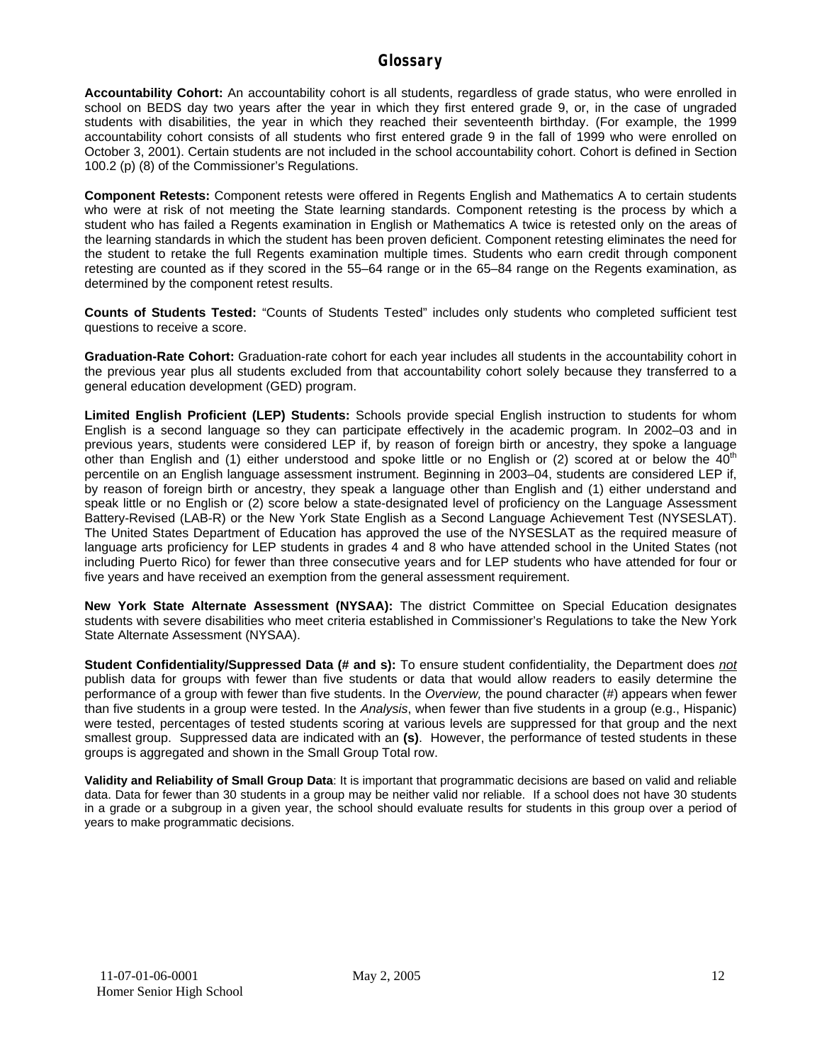# Glossary

**Accountability Cohort:** An accountability cohort is all students, regardless of grade status, who were enrolled in school on BEDS day two years after the year in which they first entered grade 9, or, in the case of ungraded students with disabilities, the year in which they reached their seventeenth birthday. (For example, the 1999 accountability cohort consists of all students who first entered grade 9 in the fall of 1999 who were enrolled on October 3, 2001). Certain students are not included in the school accountability cohort. Cohort is defined in Section 100.2 (p) (8) of the Commissioner's Regulations.

**Component Retests:** Component retests were offered in Regents English and Mathematics A to certain students who were at risk of not meeting the State learning standards. Component retesting is the process by which a student who has failed a Regents examination in English or Mathematics A twice is retested only on the areas of the learning standards in which the student has been proven deficient. Component retesting eliminates the need for the student to retake the full Regents examination multiple times. Students who earn credit through component retesting are counted as if they scored in the 55–64 range or in the 65–84 range on the Regents examination, as determined by the component retest results.

**Counts of Students Tested:** "Counts of Students Tested" includes only students who completed sufficient test questions to receive a score.

**Graduation-Rate Cohort:** Graduation-rate cohort for each year includes all students in the accountability cohort in the previous year plus all students excluded from that accountability cohort solely because they transferred to a general education development (GED) program.

**Limited English Proficient (LEP) Students:** Schools provide special English instruction to students for whom English is a second language so they can participate effectively in the academic program. In 2002–03 and in previous years, students were considered LEP if, by reason of foreign birth or ancestry, they spoke a language other than English and (1) either understood and spoke little or no English or (2) scored at or below the 40th percentile on an English language assessment instrument. Beginning in 2003–04, students are considered LEP if, by reason of foreign birth or ancestry, they speak a language other than English and (1) either understand and speak little or no English or (2) score below a state-designated level of proficiency on the Language Assessment Battery-Revised (LAB-R) or the New York State English as a Second Language Achievement Test (NYSESLAT). The United States Department of Education has approved the use of the NYSESLAT as the required measure of language arts proficiency for LEP students in grades 4 and 8 who have attended school in the United States (not including Puerto Rico) for fewer than three consecutive years and for LEP students who have attended for four or five years and have received an exemption from the general assessment requirement.

**New York State Alternate Assessment (NYSAA):** The district Committee on Special Education designates students with severe disabilities who meet criteria established in Commissioner's Regulations to take the New York State Alternate Assessment (NYSAA).

**Student Confidentiality/Suppressed Data (# and s):** To ensure student confidentiality, the Department does *not* publish data for groups with fewer than five students or data that would allow readers to easily determine the performance of a group with fewer than five students. In the *Overview,* the pound character (#) appears when fewer than five students in a group were tested. In the *Analysis*, when fewer than five students in a group (e.g., Hispanic) were tested, percentages of tested students scoring at various levels are suppressed for that group and the next smallest group. Suppressed data are indicated with an **(s)**. However, the performance of tested students in these groups is aggregated and shown in the Small Group Total row.

**Validity and Reliability of Small Group Data**: It is important that programmatic decisions are based on valid and reliable data. Data for fewer than 30 students in a group may be neither valid nor reliable. If a school does not have 30 students in a grade or a subgroup in a given year, the school should evaluate results for students in this group over a period of years to make programmatic decisions.